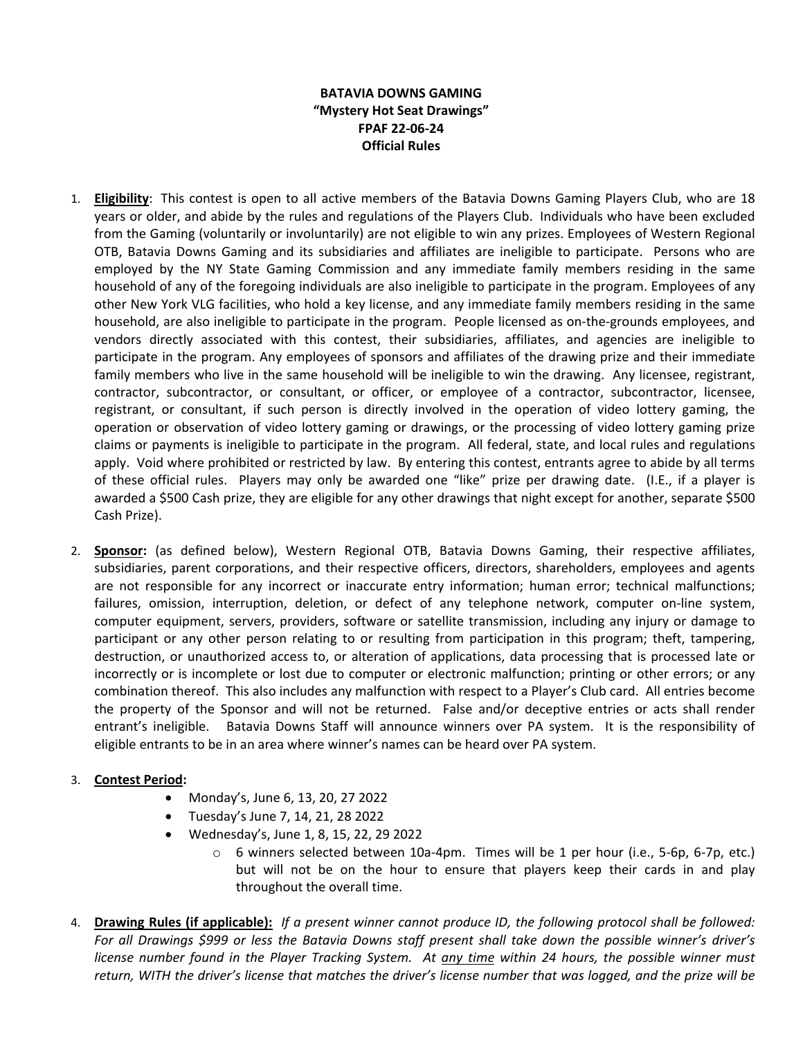**BATAVIA DOWNS GAMING**
**"Mystery Hot Seat Drawings"**
**FPAF 22-06-24**
**Official Rules**

1. **Eligibility**: This contest is open to all active members of the Batavia Downs Gaming Players Club, who are 18 years or older, and abide by the rules and regulations of the Players Club. Individuals who have been excluded from the Gaming (voluntarily or involuntarily) are not eligible to win any prizes. Employees of Western Regional OTB, Batavia Downs Gaming and its subsidiaries and affiliates are ineligible to participate. Persons who are employed by the NY State Gaming Commission and any immediate family members residing in the same household of any of the foregoing individuals are also ineligible to participate in the program. Employees of any other New York VLG facilities, who hold a key license, and any immediate family members residing in the same household, are also ineligible to participate in the program. People licensed as on-the-grounds employees, and vendors directly associated with this contest, their subsidiaries, affiliates, and agencies are ineligible to participate in the program. Any employees of sponsors and affiliates of the drawing prize and their immediate family members who live in the same household will be ineligible to win the drawing. Any licensee, registrant, contractor, subcontractor, or consultant, or officer, or employee of a contractor, subcontractor, licensee, registrant, or consultant, if such person is directly involved in the operation of video lottery gaming, the operation or observation of video lottery gaming or drawings, or the processing of video lottery gaming prize claims or payments is ineligible to participate in the program. All federal, state, and local rules and regulations apply. Void where prohibited or restricted by law. By entering this contest, entrants agree to abide by all terms of these official rules. Players may only be awarded one "like" prize per drawing date. (I.E., if a player is awarded a $500 Cash prize, they are eligible for any other drawings that night except for another, separate $500 Cash Prize).

2. **Sponsor:** (as defined below), Western Regional OTB, Batavia Downs Gaming, their respective affiliates, subsidiaries, parent corporations, and their respective officers, directors, shareholders, employees and agents are not responsible for any incorrect or inaccurate entry information; human error; technical malfunctions; failures, omission, interruption, deletion, or defect of any telephone network, computer on-line system, computer equipment, servers, providers, software or satellite transmission, including any injury or damage to participant or any other person relating to or resulting from participation in this program; theft, tampering, destruction, or unauthorized access to, or alteration of applications, data processing that is processed late or incorrectly or is incomplete or lost due to computer or electronic malfunction; printing or other errors; or any combination thereof. This also includes any malfunction with respect to a Player's Club card. All entries become the property of the Sponsor and will not be returned. False and/or deceptive entries or acts shall render entrant's ineligible. Batavia Downs Staff will announce winners over PA system. It is the responsibility of eligible entrants to be in an area where winner's names can be heard over PA system.

3. **Contest Period:**
   - Monday's, June 6, 13, 20, 27 2022
   - Tuesday's June 7, 14, 21, 28 2022
   - Wednesday's, June 1, 8, 15, 22, 29 2022
     - 6 winners selected between 10a-4pm. Times will be 1 per hour (i.e., 5-6p, 6-7p, etc.) but will not be on the hour to ensure that players keep their cards in and play throughout the overall time.

4. **Drawing Rules (if applicable):** *If a present winner cannot produce ID, the following protocol shall be followed: For all Drawings $999 or less the Batavia Downs staff present shall take down the possible winner's driver's license number found in the Player Tracking System. At <u>any time</u> within 24 hours, the possible winner must return, WITH the driver's license that matches the driver's license number that was logged, and the prize will be*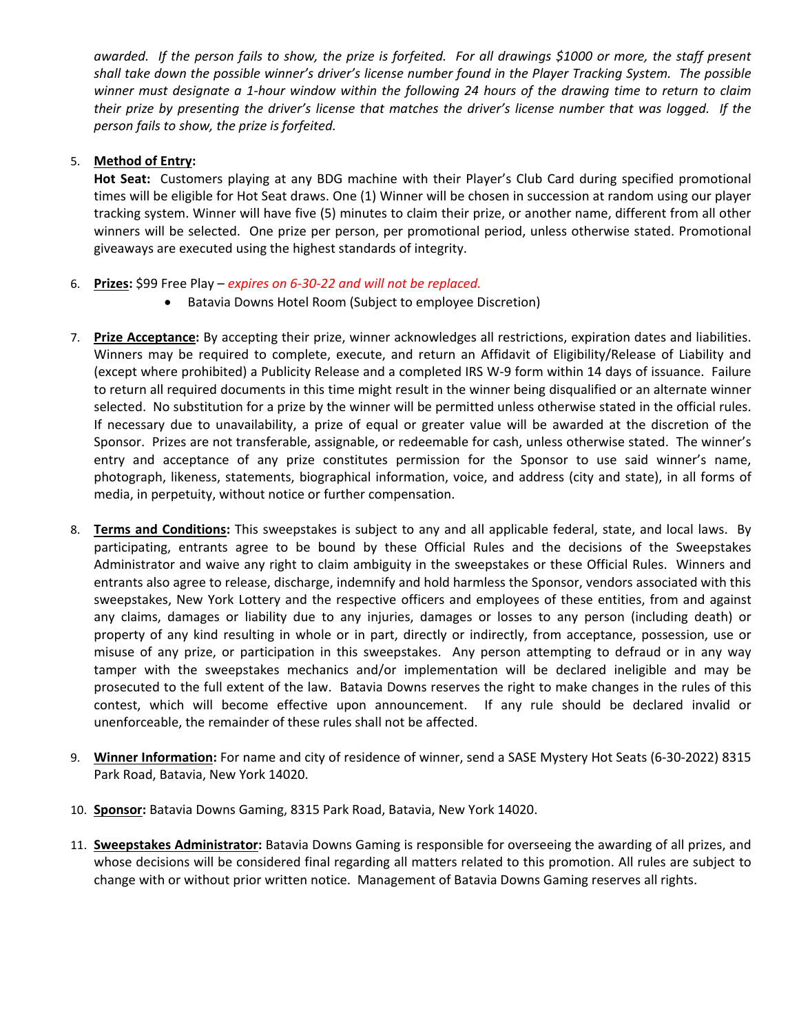*awarded. If the person fails to show, the prize is forfeited. For all drawings $1000 or more, the staff present shall take down the possible winner's driver's license number found in the Player Tracking System. The possible winner must designate a 1-hour window within the following 24 hours of the drawing time to return to claim their prize by presenting the driver's license that matches the driver's license number that was logged. If the person fails to show, the prize is forfeited.*

5. **Method of Entry:**
   **Hot Seat:** Customers playing at any BDG machine with their Player's Club Card during specified promotional times will be eligible for Hot Seat draws. One (1) Winner will be chosen in succession at random using our player tracking system. Winner will have five (5) minutes to claim their prize, or another name, different from all other winners will be selected. One prize per person, per promotional period, unless otherwise stated. Promotional giveaways are executed using the highest standards of integrity.

6. **Prizes:** $99 Free Play – *expires on 6-30-22 and will not be replaced.*
   - Batavia Downs Hotel Room (Subject to employee Discretion)

7. **Prize Acceptance:** By accepting their prize, winner acknowledges all restrictions, expiration dates and liabilities. Winners may be required to complete, execute, and return an Affidavit of Eligibility/Release of Liability and (except where prohibited) a Publicity Release and a completed IRS W-9 form within 14 days of issuance. Failure to return all required documents in this time might result in the winner being disqualified or an alternate winner selected. No substitution for a prize by the winner will be permitted unless otherwise stated in the official rules. If necessary due to unavailability, a prize of equal or greater value will be awarded at the discretion of the Sponsor. Prizes are not transferable, assignable, or redeemable for cash, unless otherwise stated. The winner's entry and acceptance of any prize constitutes permission for the Sponsor to use said winner's name, photograph, likeness, statements, biographical information, voice, and address (city and state), in all forms of media, in perpetuity, without notice or further compensation.

8. **Terms and Conditions:** This sweepstakes is subject to any and all applicable federal, state, and local laws. By participating, entrants agree to be bound by these Official Rules and the decisions of the Sweepstakes Administrator and waive any right to claim ambiguity in the sweepstakes or these Official Rules. Winners and entrants also agree to release, discharge, indemnify and hold harmless the Sponsor, vendors associated with this sweepstakes, New York Lottery and the respective officers and employees of these entities, from and against any claims, damages or liability due to any injuries, damages or losses to any person (including death) or property of any kind resulting in whole or in part, directly or indirectly, from acceptance, possession, use or misuse of any prize, or participation in this sweepstakes. Any person attempting to defraud or in any way tamper with the sweepstakes mechanics and/or implementation will be declared ineligible and may be prosecuted to the full extent of the law. Batavia Downs reserves the right to make changes in the rules of this contest, which will become effective upon announcement. If any rule should be declared invalid or unenforceable, the remainder of these rules shall not be affected.

9. **Winner Information:** For name and city of residence of winner, send a SASE Mystery Hot Seats (6-30-2022) 8315 Park Road, Batavia, New York 14020.

10. **Sponsor:** Batavia Downs Gaming, 8315 Park Road, Batavia, New York 14020.

11. **Sweepstakes Administrator:** Batavia Downs Gaming is responsible for overseeing the awarding of all prizes, and whose decisions will be considered final regarding all matters related to this promotion. All rules are subject to change with or without prior written notice. Management of Batavia Downs Gaming reserves all rights.